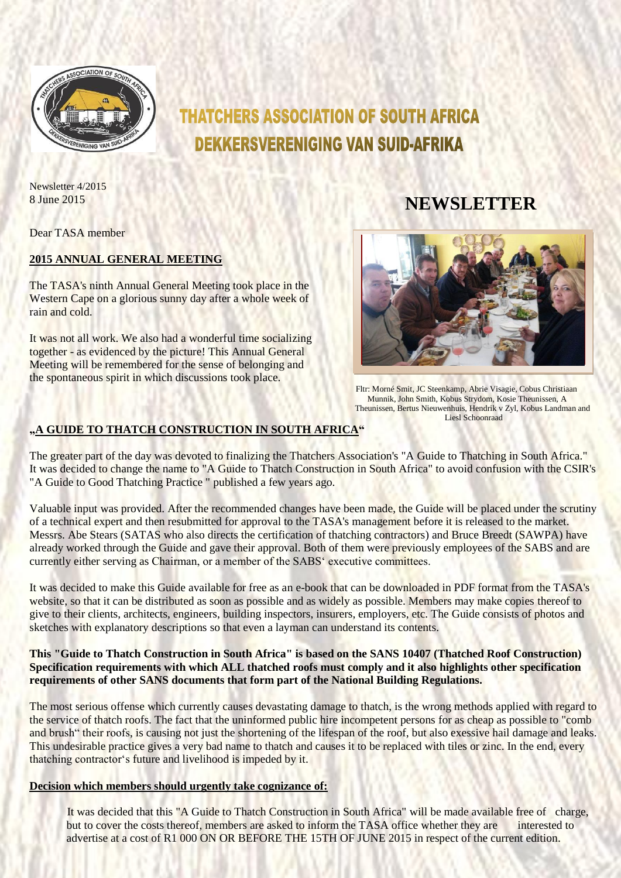# THATCHERS ASSOCIATION OF SOUTH AFRICA
# DEKKERSVERENIGING VAN SUID-AFRIKA

Newsletter 4/2015
8 June 2015

# NEWSLETTER

Dear TASA member

## 2015 ANNUAL GENERAL MEETING

The TASA's ninth Annual General Meeting took place in the Western Cape on a glorious sunny day after a whole week of rain and cold.

It was not all work. We also had a wonderful time socializing together - as evidenced by the picture! This Annual General Meeting will be remembered for the sense of belonging and the spontaneous spirit in which discussions took place.

Fltr: Morné Smit, JC Steenkamp, Abrie Visagie, Cobus Christiaan Munnik, John Smith, Kobus Strydom, Kosie Theunissen, A Theunissen, Bertus Nieuwenhuis, Hendrik v Zyl, Kobus Landman and Liesl Schoonraad

## „A GUIDE TO THATCH CONSTRUCTION IN SOUTH AFRICA"

The greater part of the day was devoted to finalizing the Thatchers Association's "A Guide to Thatching in South Africa." It was decided to change the name to "A Guide to Thatch Construction in South Africa" to avoid confusion with the CSIR's "A Guide to Good Thatching Practice " published a few years ago.

Valuable input was provided. After the recommended changes have been made, the Guide will be placed under the scrutiny of a technical expert and then resubmitted for approval to the TASA's management before it is released to the market. Messrs. Abe Stears (SATAS who also directs the certification of thatching contractors) and Bruce Breedt (SAWPA) have already worked through the Guide and gave their approval. Both of them were previously employees of the SABS and are currently either serving as Chairman, or a member of the SABS' executive committees.

It was decided to make this Guide available for free as an e-book that can be downloaded in PDF format from the TASA's website, so that it can be distributed as soon as possible and as widely as possible. Members may make copies thereof to give to their clients, architects, engineers, building inspectors, insurers, employers, etc. The Guide consists of photos and sketches with explanatory descriptions so that even a layman can understand its contents.

**This "Guide to Thatch Construction in South Africa" is based on the SANS 10407 (Thatched Roof Construction) Specification requirements with which ALL thatched roofs must comply and it also highlights other specification requirements of other SANS documents that form part of the National Building Regulations.**

The most serious offense which currently causes devastating damage to thatch, is the wrong methods applied with regard to the service of thatch roofs. The fact that the uninformed public hire incompetent persons for as cheap as possible to "comb and brush" their roofs, is causing not just the shortening of the lifespan of the roof, but also exessive hail damage and leaks. This undesirable practice gives a very bad name to thatch and causes it to be replaced with tiles or zinc. In the end, every thatching contractor's future and livelihood is impeded by it.

**Decision which members should urgently take cognizance of:**

It was decided that this "A Guide to Thatch Construction in South Africa" will be made available free of charge, but to cover the costs thereof, members are asked to inform the TASA office whether they are interested to advertise at a cost of R1 000 ON OR BEFORE THE 15TH OF JUNE 2015 in respect of the current edition.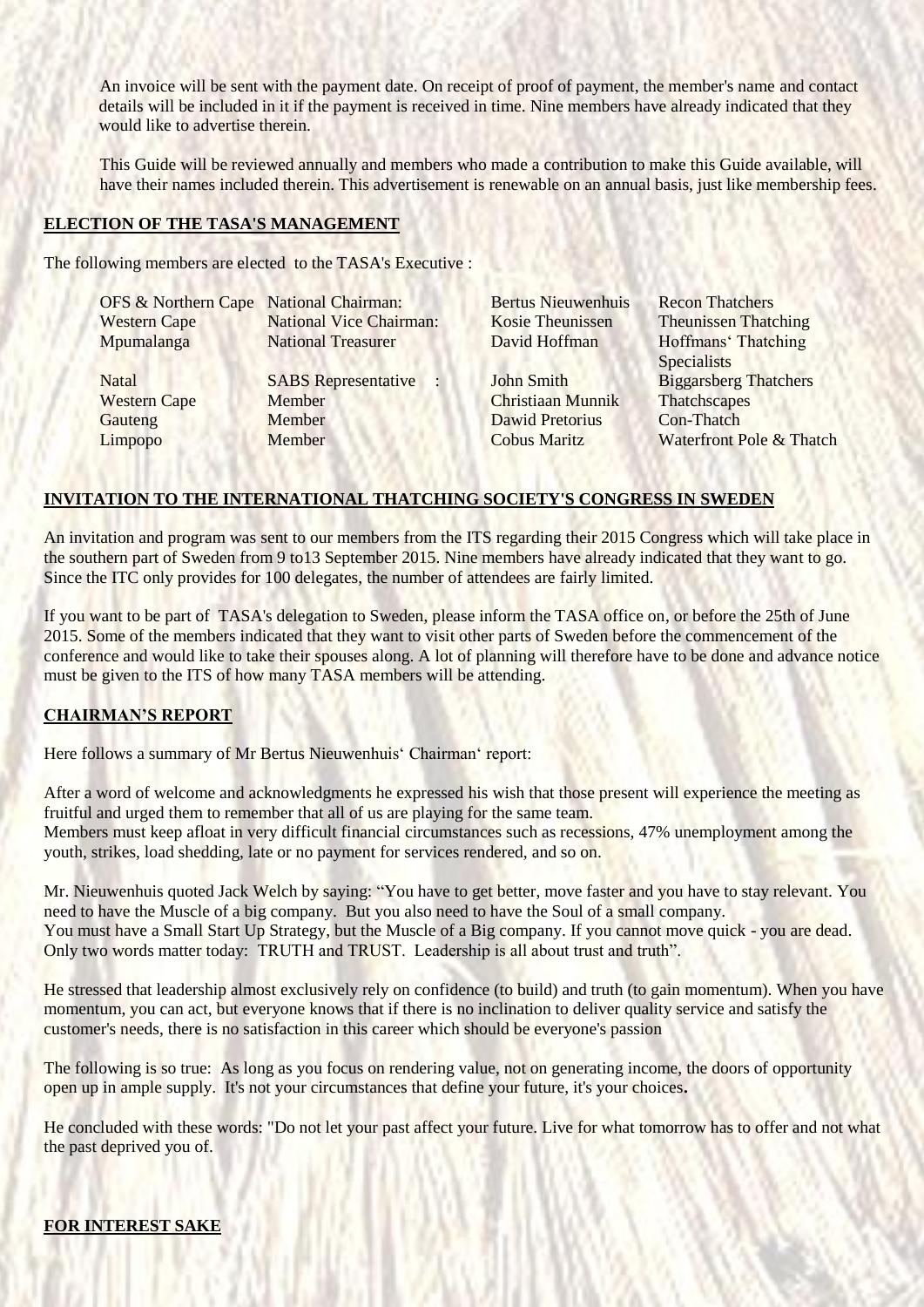An invoice will be sent with the payment date. On receipt of proof of payment, the member's name and contact details will be included in it if the payment is received in time. Nine members have already indicated that they would like to advertise therein.

This Guide will be reviewed annually and members who made a contribution to make this Guide available, will have their names included therein. This advertisement is renewable on an annual basis, just like membership fees.

## ELECTION OF THE TASA'S MANAGEMENT

The following members are elected to the TASA's Executive :

| | | | |
|---|---|---|---|
| OFS & Northern Cape | National Chairman: | Bertus Nieuwenhuis | Recon Thatchers |
| Western Cape | National Vice Chairman: | Kosie Theunissen | Theunissen Thatching |
| Mpumalanga | National Treasurer | David Hoffman | Hoffmans' Thatching Specialists |
| Natal | SABS Representative : | John Smith | Biggarsberg Thatchers |
| Western Cape | Member | Christiaan Munnik | Thatchscapes |
| Gauteng | Member | Dawid Pretorius | Con-Thatch |
| Limpopo | Member | Cobus Maritz | Waterfront Pole & Thatch |

## INVITATION TO THE INTERNATIONAL THATCHING SOCIETY'S CONGRESS IN SWEDEN

An invitation and program was sent to our members from the ITS regarding their 2015 Congress which will take place in the southern part of Sweden from 9 to13 September 2015. Nine members have already indicated that they want to go. Since the ITC only provides for 100 delegates, the number of attendees are fairly limited.

If you want to be part of TASA's delegation to Sweden, please inform the TASA office on, or before the 25th of June 2015. Some of the members indicated that they want to visit other parts of Sweden before the commencement of the conference and would like to take their spouses along. A lot of planning will therefore have to be done and advance notice must be given to the ITS of how many TASA members will be attending.

## CHAIRMAN'S REPORT

Here follows a summary of Mr Bertus Nieuwenhuis' Chairman' report:

After a word of welcome and acknowledgments he expressed his wish that those present will experience the meeting as fruitful and urged them to remember that all of us are playing for the same team.
Members must keep afloat in very difficult financial circumstances such as recessions, 47% unemployment among the youth, strikes, load shedding, late or no payment for services rendered, and so on.

Mr. Nieuwenhuis quoted Jack Welch by saying: "You have to get better, move faster and you have to stay relevant. You need to have the Muscle of a big company. But you also need to have the Soul of a small company.
You must have a Small Start Up Strategy, but the Muscle of a Big company. If you cannot move quick - you are dead. Only two words matter today: TRUTH and TRUST. Leadership is all about trust and truth".

He stressed that leadership almost exclusively rely on confidence (to build) and truth (to gain momentum). When you have momentum, you can act, but everyone knows that if there is no inclination to deliver quality service and satisfy the customer's needs, there is no satisfaction in this career which should be everyone's passion

The following is so true: As long as you focus on rendering value, not on generating income, the doors of opportunity open up in ample supply. It's not your circumstances that define your future, it's your choices**.**

He concluded with these words: "Do not let your past affect your future. Live for what tomorrow has to offer and not what the past deprived you of.

## FOR INTEREST SAKE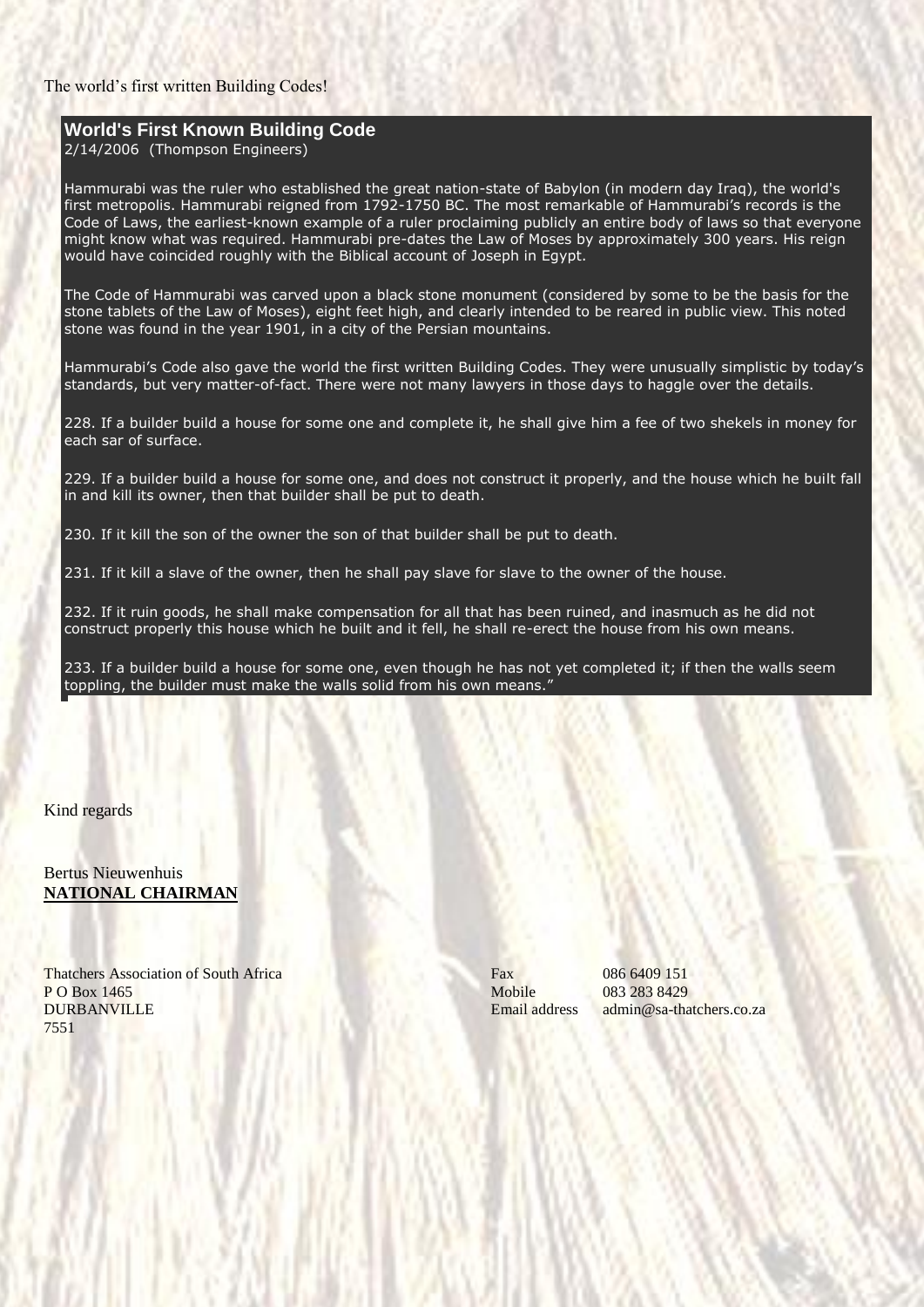The world's first written Building Codes!

## World's First Known Building Code

2/14/2006 (Thompson Engineers)

Hammurabi was the ruler who established the great nation-state of Babylon (in modern day Iraq), the world's first metropolis. Hammurabi reigned from 1792-1750 BC. The most remarkable of Hammurabi's records is the Code of Laws, the earliest-known example of a ruler proclaiming publicly an entire body of laws so that everyone might know what was required. Hammurabi pre-dates the Law of Moses by approximately 300 years. His reign would have coincided roughly with the Biblical account of Joseph in Egypt.

The Code of Hammurabi was carved upon a black stone monument (considered by some to be the basis for the stone tablets of the Law of Moses), eight feet high, and clearly intended to be reared in public view. This noted stone was found in the year 1901, in a city of the Persian mountains.

Hammurabi's Code also gave the world the first written Building Codes. They were unusually simplistic by today's standards, but very matter-of-fact. There were not many lawyers in those days to haggle over the details.

228. If a builder build a house for some one and complete it, he shall give him a fee of two shekels in money for each sar of surface.

229. If a builder build a house for some one, and does not construct it properly, and the house which he built fall in and kill its owner, then that builder shall be put to death.

230. If it kill the son of the owner the son of that builder shall be put to death.

231. If it kill a slave of the owner, then he shall pay slave for slave to the owner of the house.

232. If it ruin goods, he shall make compensation for all that has been ruined, and inasmuch as he did not construct properly this house which he built and it fell, he shall re-erect the house from his own means.

233. If a builder build a house for some one, even though he has not yet completed it; if then the walls seem toppling, the builder must make the walls solid from his own means."

Kind regards

Bertus Nieuwenhuis
**NATIONAL CHAIRMAN**

Thatchers Association of South Africa
P O Box 1465
DURBANVILLE
7551

Fax 086 6409 151
Mobile 083 283 8429
Email address admin@sa-thatchers.co.za